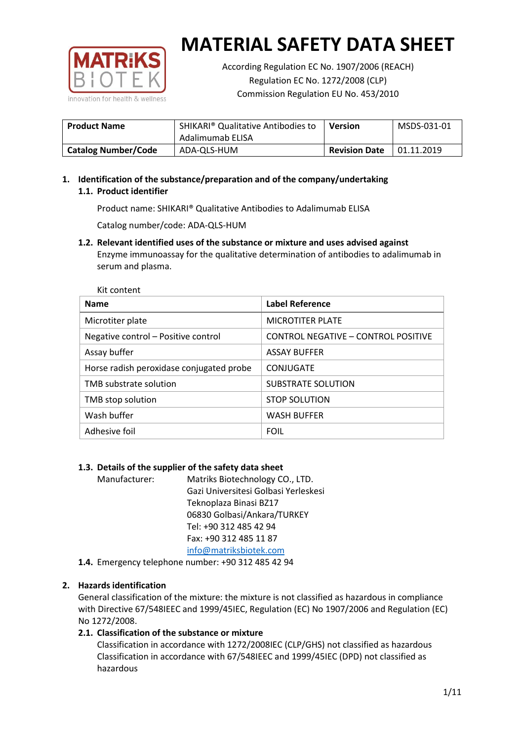# MATERIAL SAFETY DATA SHEET

According Regulation EC No. 1907/2006 (REACH)
Regulation EC No. 1272/2008 (CLP)
Commission Regulation EU No. 453/2010

| **Product Name** | SHIKARI® Qualitative Antibodies to Adalimumab ELISA | **Version** | MSDS-031-01 |
|---|---|---|---|
| **Catalog Number/Code** | ADA-QLS-HUM | **Revision Date** | 01.11.2019 |

## 1. Identification of the substance/preparation and of the company/undertaking

### 1.1. Product identifier

Product name: SHIKARI® Qualitative Antibodies to Adalimumab ELISA

Catalog number/code: ADA-QLS-HUM

### 1.2. Relevant identified uses of the substance or mixture and uses advised against

Enzyme immunoassay for the qualitative determination of antibodies to adalimumab in serum and plasma.

Kit content

| **Name** | **Label Reference** |
|---|---|
| Microtiter plate | MICROTITER PLATE |
| Negative control – Positive control | CONTROL NEGATIVE – CONTROL POSITIVE |
| Assay buffer | ASSAY BUFFER |
| Horse radish peroxidase conjugated probe | CONJUGATE |
| TMB substrate solution | SUBSTRATE SOLUTION |
| TMB stop solution | STOP SOLUTION |
| Wash buffer | WASH BUFFER |
| Adhesive foil | FOIL |

### 1.3. Details of the supplier of the safety data sheet

Manufacturer: Matriks Biotechnology CO., LTD.
Gazi Universitesi Golbasi Yerleskesi
Teknoplaza Binasi BZ17
06830 Golbasi/Ankara/TURKEY
Tel: +90 312 485 42 94
Fax: +90 312 485 11 87
info@matriksbiotek.com

### 1.4. Emergency telephone number: +90 312 485 42 94

## 2. Hazards identification

General classification of the mixture: the mixture is not classified as hazardous in compliance with Directive 67/548IEEC and 1999/45IEC, Regulation (EC) No 1907/2006 and Regulation (EC) No 1272/2008.

### 2.1. Classification of the substance or mixture

Classification in accordance with 1272/2008IEC (CLP/GHS) not classified as hazardous
Classification in accordance with 67/548IEEC and 1999/45IEC (DPD) not classified as hazardous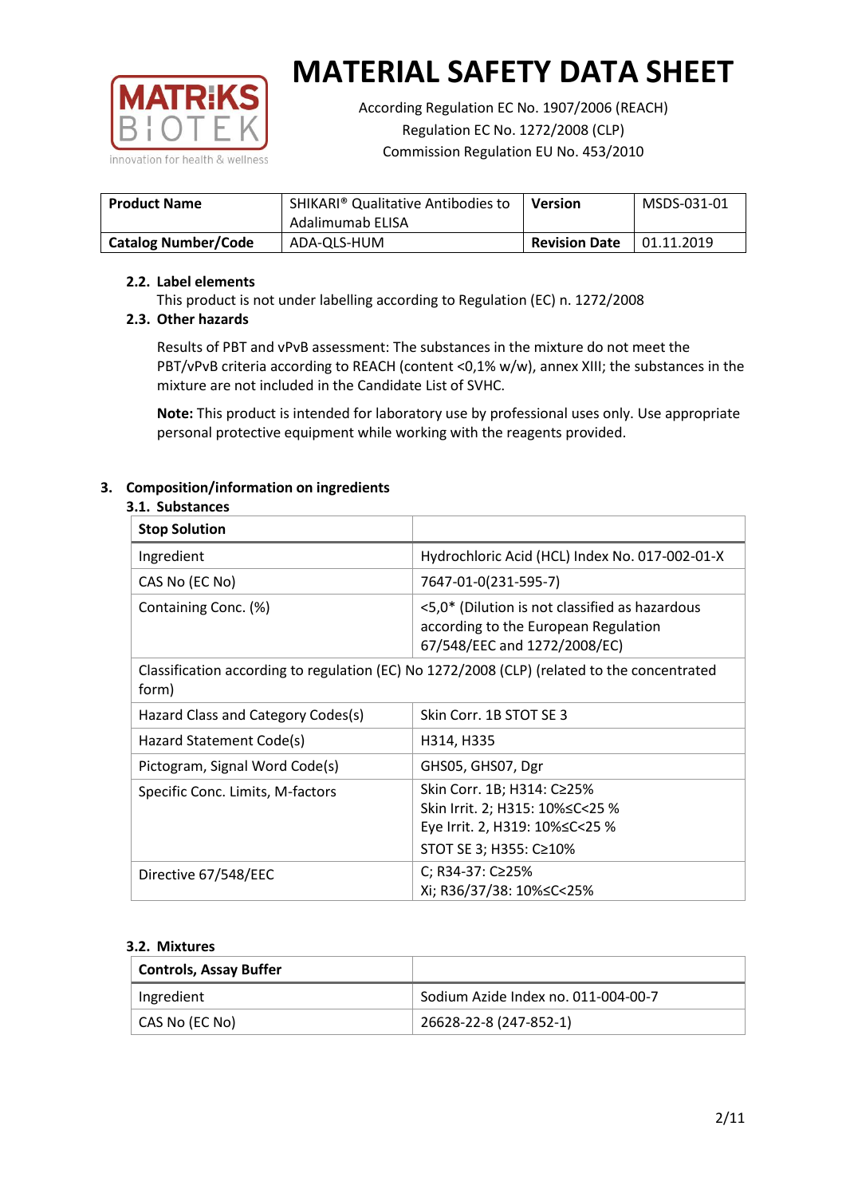# MATERIAL SAFETY DATA SHEET

According Regulation EC No. 1907/2006 (REACH)
Regulation EC No. 1272/2008 (CLP)
Commission Regulation EU No. 453/2010

| **Product Name** | SHIKARI® Qualitative Antibodies to Adalimumab ELISA | **Version** | MSDS-031-01 |
|---|---|---|---|
| **Catalog Number/Code** | ADA-QLS-HUM | **Revision Date** | 01.11.2019 |

### 2.2. Label elements

This product is not under labelling according to Regulation (EC) n. 1272/2008

### 2.3. Other hazards

Results of PBT and vPvB assessment: The substances in the mixture do not meet the PBT/vPvB criteria according to REACH (content <0,1% w/w), annex XIII; the substances in the mixture are not included in the Candidate List of SVHC.

**Note:** This product is intended for laboratory use by professional uses only. Use appropriate personal protective equipment while working with the reagents provided.

## 3. Composition/information on ingredients

### 3.1. Substances

| **Stop Solution** | |
|---|---|
| Ingredient | Hydrochloric Acid (HCL) Index No. 017-002-01-X |
| CAS No (EC No) | 7647-01-0(231-595-7) |
| Containing Conc. (%) | <5,0* (Dilution is not classified as hazardous according to the European Regulation 67/548/EEC and 1272/2008/EC) |
| Classification according to regulation (EC) No 1272/2008 (CLP) (related to the concentrated form) | |
| Hazard Class and Category Codes(s) | Skin Corr. 1B STOT SE 3 |
| Hazard Statement Code(s) | H314, H335 |
| Pictogram, Signal Word Code(s) | GHS05, GHS07, Dgr |
| Specific Conc. Limits, M-factors | Skin Corr. 1B; H314: C≥25%<br>Skin Irrit. 2; H315: 10%≤C<25 %<br>Eye Irrit. 2, H319: 10%≤C<25 %<br>STOT SE 3; H355: C≥10% |
| Directive 67/548/EEC | C; R34-37: C≥25%<br>Xi; R36/37/38: 10%≤C<25% |

### 3.2. Mixtures

| **Controls, Assay Buffer** | |
|---|---|
| Ingredient | Sodium Azide Index no. 011-004-00-7 |
| CAS No (EC No) | 26628-22-8 (247-852-1) |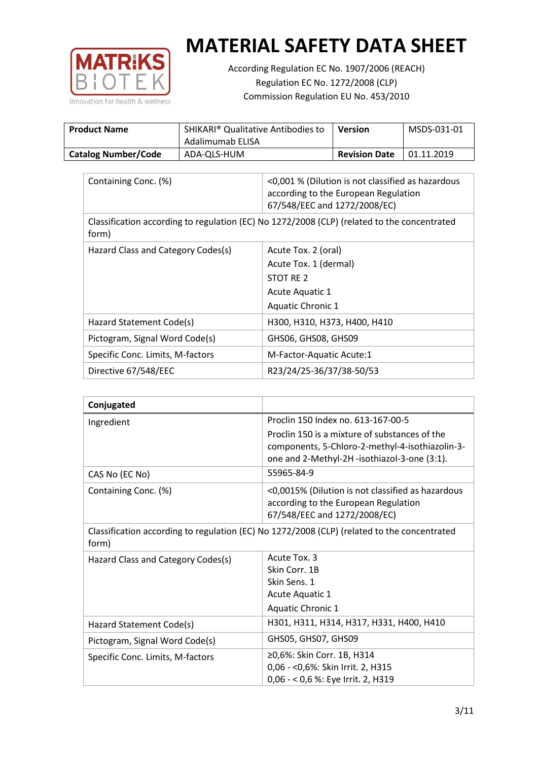# MATERIAL SAFETY DATA SHEET

According Regulation EC No. 1907/2006 (REACH)
Regulation EC No. 1272/2008 (CLP)
Commission Regulation EU No. 453/2010

| **Product Name** | SHIKARI® Qualitative Antibodies to Adalimumab ELISA | **Version** | MSDS-031-01 |
|---|---|---|---|
| **Catalog Number/Code** | ADA-QLS-HUM | **Revision Date** | 01.11.2019 |

| | |
|---|---|
| Containing Conc. (%) | <0,001 % (Dilution is not classified as hazardous according to the European Regulation 67/548/EEC and 1272/2008/EC) |
| Classification according to regulation (EC) No 1272/2008 (CLP) (related to the concentrated form) | |
| Hazard Class and Category Codes(s) | Acute Tox. 2 (oral)<br>Acute Tox. 1 (dermal)<br>STOT RE 2<br>Acute Aquatic 1<br>Aquatic Chronic 1 |
| Hazard Statement Code(s) | H300, H310, H373, H400, H410 |
| Pictogram, Signal Word Code(s) | GHS06, GHS08, GHS09 |
| Specific Conc. Limits, M-factors | M-Factor-Aquatic Acute:1 |
| Directive 67/548/EEC | R23/24/25-36/37/38-50/53 |

| **Conjugated** | |
|---|---|
| Ingredient | Proclin 150 Index no. 613-167-00-5<br>Proclin 150 is a mixture of substances of the components, 5-Chloro-2-methyl-4-isothiazolin-3-one and 2-Methyl-2H -isothiazol-3-one (3:1). |
| CAS No (EC No) | 55965-84-9 |
| Containing Conc. (%) | <0,0015% (Dilution is not classified as hazardous according to the European Regulation 67/548/EEC and 1272/2008/EC) |
| Classification according to regulation (EC) No 1272/2008 (CLP) (related to the concentrated form) | |
| Hazard Class and Category Codes(s) | Acute Tox. 3<br>Skin Corr. 1B<br>Skin Sens. 1<br>Acute Aquatic 1<br>Aquatic Chronic 1 |
| Hazard Statement Code(s) | H301, H311, H314, H317, H331, H400, H410 |
| Pictogram, Signal Word Code(s) | GHS05, GHS07, GHS09 |
| Specific Conc. Limits, M-factors | ≥0,6%: Skin Corr. 1B, H314<br>0,06 - <0,6%: Skin Irrit. 2, H315<br>0,06 - < 0,6 %: Eye Irrit. 2, H319 |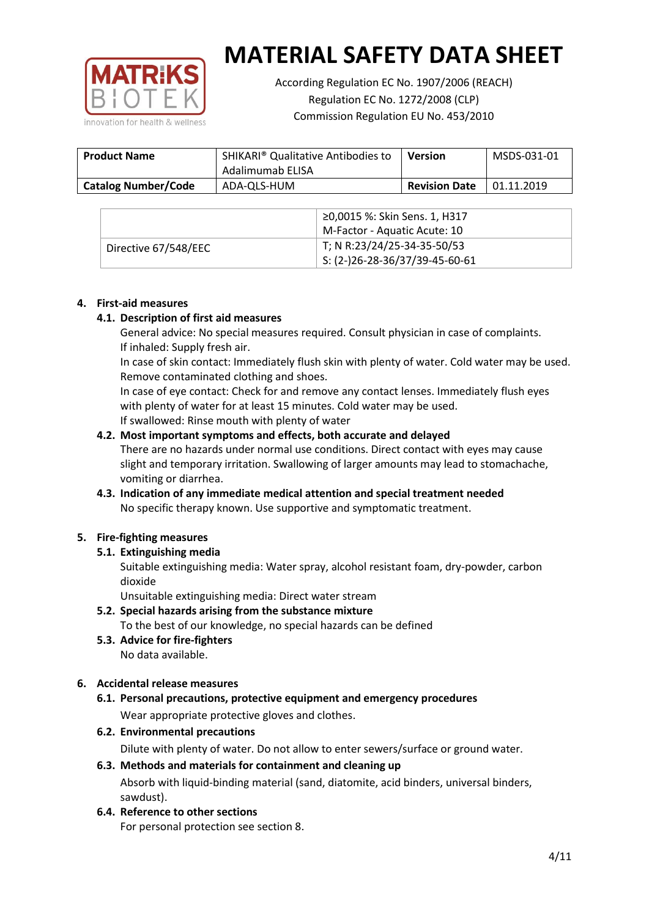# MATERIAL SAFETY DATA SHEET

According Regulation EC No. 1907/2006 (REACH)
Regulation EC No. 1272/2008 (CLP)
Commission Regulation EU No. 453/2010

| **Product Name** | SHIKARI® Qualitative Antibodies to Adalimumab ELISA | **Version** | MSDS-031-01 |
|---|---|---|---|
| **Catalog Number/Code** | ADA-QLS-HUM | **Revision Date** | 01.11.2019 |

| | |
|---|---|
| | ≥0,0015 %: Skin Sens. 1, H317<br>M-Factor - Aquatic Acute: 10 |
| Directive 67/548/EEC | T; N R:23/24/25-34-35-50/53<br>S: (2-)26-28-36/37/39-45-60-61 |

## 4. First-aid measures

### 4.1. Description of first aid measures

General advice: No special measures required. Consult physician in case of complaints.
If inhaled: Supply fresh air.
In case of skin contact: Immediately flush skin with plenty of water. Cold water may be used. Remove contaminated clothing and shoes.
In case of eye contact: Check for and remove any contact lenses. Immediately flush eyes with plenty of water for at least 15 minutes. Cold water may be used.
If swallowed: Rinse mouth with plenty of water

### 4.2. Most important symptoms and effects, both accurate and delayed

There are no hazards under normal use conditions. Direct contact with eyes may cause slight and temporary irritation. Swallowing of larger amounts may lead to stomachache, vomiting or diarrhea.

### 4.3. Indication of any immediate medical attention and special treatment needed

No specific therapy known. Use supportive and symptomatic treatment.

## 5. Fire-fighting measures

### 5.1. Extinguishing media

Suitable extinguishing media: Water spray, alcohol resistant foam, dry-powder, carbon dioxide
Unsuitable extinguishing media: Direct water stream

### 5.2. Special hazards arising from the substance mixture

To the best of our knowledge, no special hazards can be defined

### 5.3. Advice for fire-fighters

No data available.

## 6. Accidental release measures

### 6.1. Personal precautions, protective equipment and emergency procedures

Wear appropriate protective gloves and clothes.

### 6.2. Environmental precautions

Dilute with plenty of water. Do not allow to enter sewers/surface or ground water.

### 6.3. Methods and materials for containment and cleaning up

Absorb with liquid-binding material (sand, diatomite, acid binders, universal binders, sawdust).

### 6.4. Reference to other sections

For personal protection see section 8.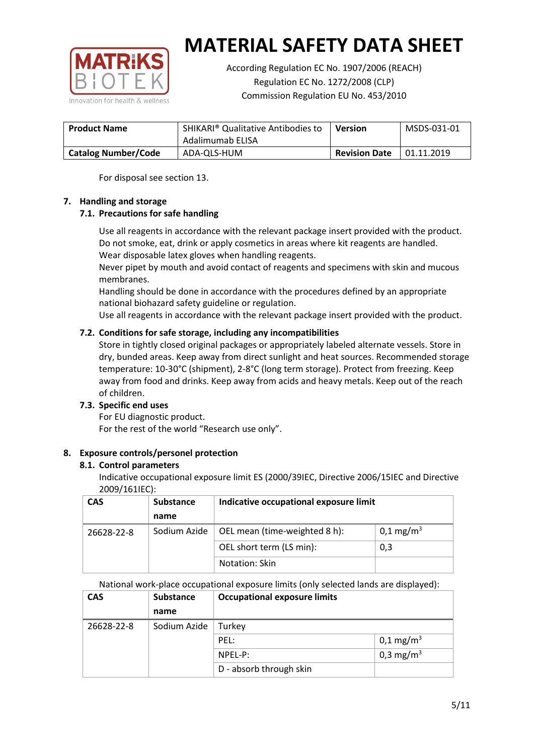For disposal see section 13.

## 7. Handling and storage

### 7.1. Precautions for safe handling

Use all reagents in accordance with the relevant package insert provided with the product.
Do not smoke, eat, drink or apply cosmetics in areas where kit reagents are handled.
Wear disposable latex gloves when handling reagents.
Never pipet by mouth and avoid contact of reagents and specimens with skin and mucous membranes.
Handling should be done in accordance with the procedures defined by an appropriate national biohazard safety guideline or regulation.
Use all reagents in accordance with the relevant package insert provided with the product.

### 7.2. Conditions for safe storage, including any incompatibilities

Store in tightly closed original packages or appropriately labeled alternate vessels. Store in dry, bunded areas. Keep away from direct sunlight and heat sources. Recommended storage temperature: 10-30°C (shipment), 2-8°C (long term storage). Protect from freezing. Keep away from food and drinks. Keep away from acids and heavy metals. Keep out of the reach of children.

### 7.3. Specific end uses

For EU diagnostic product.
For the rest of the world "Research use only".

## 8. Exposure controls/personel protection

### 8.1. Control parameters

Indicative occupational exposure limit ES (2000/39IEC, Directive 2006/15IEC and Directive 2009/161IEC):

| CAS | Substance name | Indicative occupational exposure limit | |
|---|---|---|---|
| 26628-22-8 | Sodium Azide | OEL mean (time-weighted 8 h): | 0,1 mg/m$^3$ |
| | | OEL short term (LS min): | 0,3 |
| | | Notation: Skin | |

National work-place occupational exposure limits (only selected lands are displayed):

| CAS | Substance name | Occupational exposure limits | |
|---|---|---|---|
| 26628-22-8 | Sodium Azide | Turkey | |
| | | PEL: | 0,1 mg/m$^3$ |
| | | NPEL-P: | 0,3 mg/m$^3$ |
| | | D - absorb through skin | |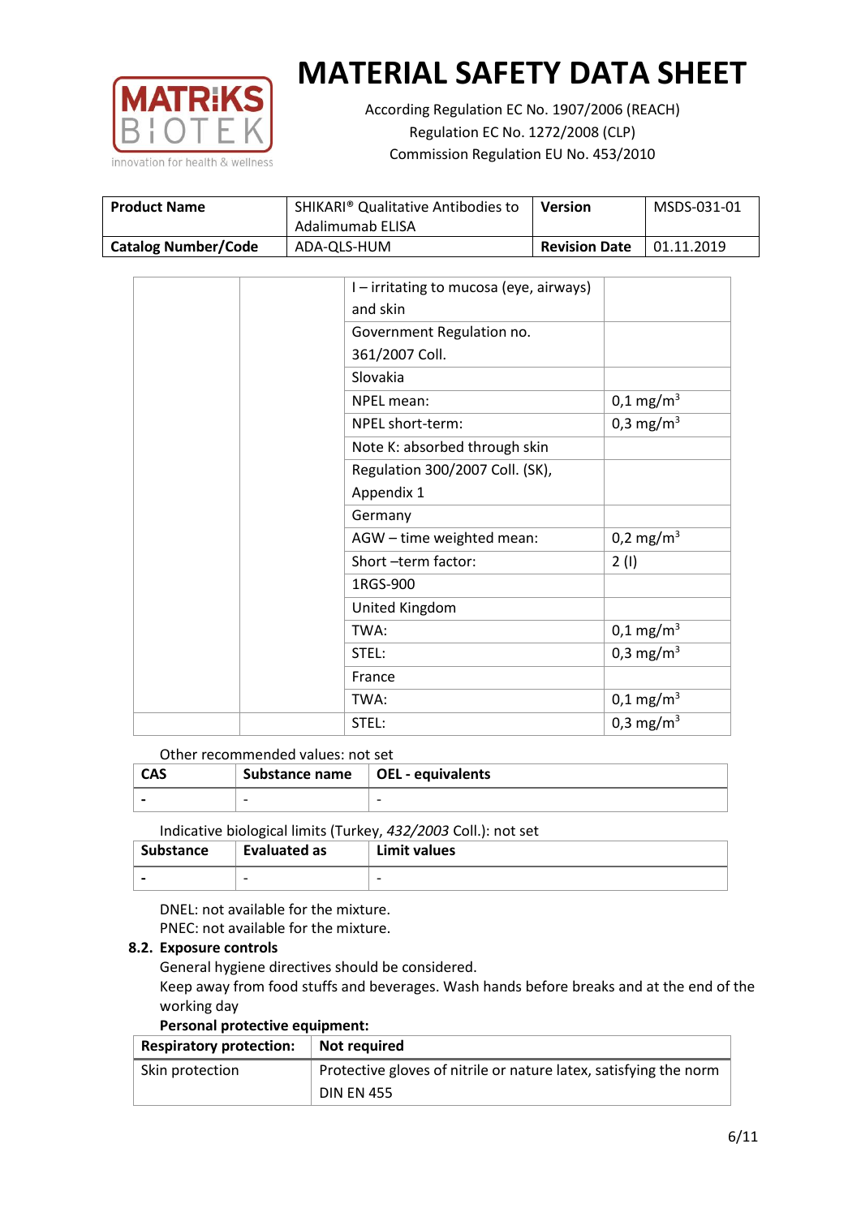# MATERIAL SAFETY DATA SHEET

According Regulation EC No. 1907/2006 (REACH)
Regulation EC No. 1272/2008 (CLP)
Commission Regulation EU No. 453/2010

| **Product Name** | SHIKARI® Qualitative Antibodies to Adalimumab ELISA | **Version** | MSDS-031-01 |
|---|---|---|---|
| **Catalog Number/Code** | ADA-QLS-HUM | **Revision Date** | 01.11.2019 |

| | | | |
|---|---|---|---|
| | | I – irritating to mucosa (eye, airways) and skin | |
| | | Government Regulation no. 361/2007 Coll. | |
| | | Slovakia | |
| | | NPEL mean: | 0,1 mg/m$^3$ |
| | | NPEL short-term: | 0,3 mg/m$^3$ |
| | | Note K: absorbed through skin | |
| | | Regulation 300/2007 Coll. (SK), Appendix 1 | |
| | | Germany | |
| | | AGW – time weighted mean: | 0,2 mg/m$^3$ |
| | | Short –term factor: | 2 (I) |
| | | 1RGS-900 | |
| | | United Kingdom | |
| | | TWA: | 0,1 mg/m$^3$ |
| | | STEL: | 0,3 mg/m$^3$ |
| | | France | |
| | | TWA: | 0,1 mg/m$^3$ |
| | | STEL: | 0,3 mg/m$^3$ |

Other recommended values: not set

| CAS | Substance name | OEL - equivalents |
|---|---|---|
| - | - | - |

Indicative biological limits (Turkey, *432/2003* Coll.): not set

| Substance | Evaluated as | Limit values |
|---|---|---|
| - | - | - |

DNEL: not available for the mixture.
PNEC: not available for the mixture.

### 8.2. Exposure controls

General hygiene directives should be considered.
Keep away from food stuffs and beverages. Wash hands before breaks and at the end of the working day

**Personal protective equipment:**

| **Respiratory protection:** | **Not required** |
|---|---|
| Skin protection | Protective gloves of nitrile or nature latex, satisfying the norm DIN EN 455 |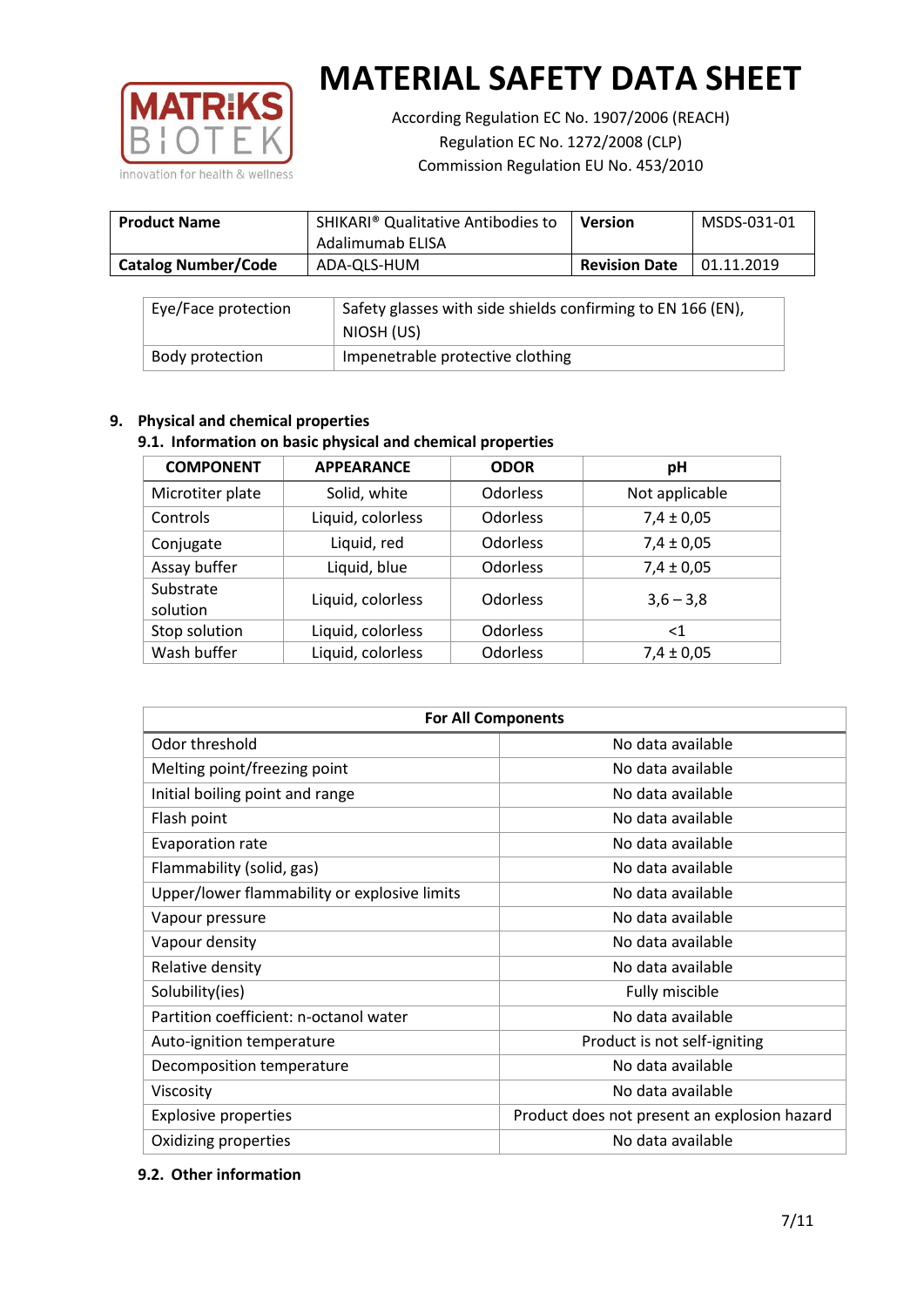| Product Name | SHIKARI® Qualitative Antibodies to Adalimumab ELISA | Version | MSDS-031-01 |
|---|---|---|---|
| Catalog Number/Code | ADA-QLS-HUM | Revision Date | 01.11.2019 |

| Eye/Face protection | Safety glasses with side shields confirming to EN 166 (EN), NIOSH (US) |
|---|---|
| Body protection | Impenetrable protective clothing |

## 9. Physical and chemical properties

### 9.1. Information on basic physical and chemical properties

| COMPONENT | APPEARANCE | ODOR | pH |
|---|---|---|---|
| Microtiter plate | Solid, white | Odorless | Not applicable |
| Controls | Liquid, colorless | Odorless | 7,4 ± 0,05 |
| Conjugate | Liquid, red | Odorless | 7,4 ± 0,05 |
| Assay buffer | Liquid, blue | Odorless | 7,4 ± 0,05 |
| Substrate solution | Liquid, colorless | Odorless | 3,6 – 3,8 |
| Stop solution | Liquid, colorless | Odorless | <1 |
| Wash buffer | Liquid, colorless | Odorless | 7,4 ± 0,05 |

| For All Components | |
|---|---|
| Odor threshold | No data available |
| Melting point/freezing point | No data available |
| Initial boiling point and range | No data available |
| Flash point | No data available |
| Evaporation rate | No data available |
| Flammability (solid, gas) | No data available |
| Upper/lower flammability or explosive limits | No data available |
| Vapour pressure | No data available |
| Vapour density | No data available |
| Relative density | No data available |
| Solubility(ies) | Fully miscible |
| Partition coefficient: n-octanol water | No data available |
| Auto-ignition temperature | Product is not self-igniting |
| Decomposition temperature | No data available |
| Viscosity | No data available |
| Explosive properties | Product does not present an explosion hazard |
| Oxidizing properties | No data available |

### 9.2. Other information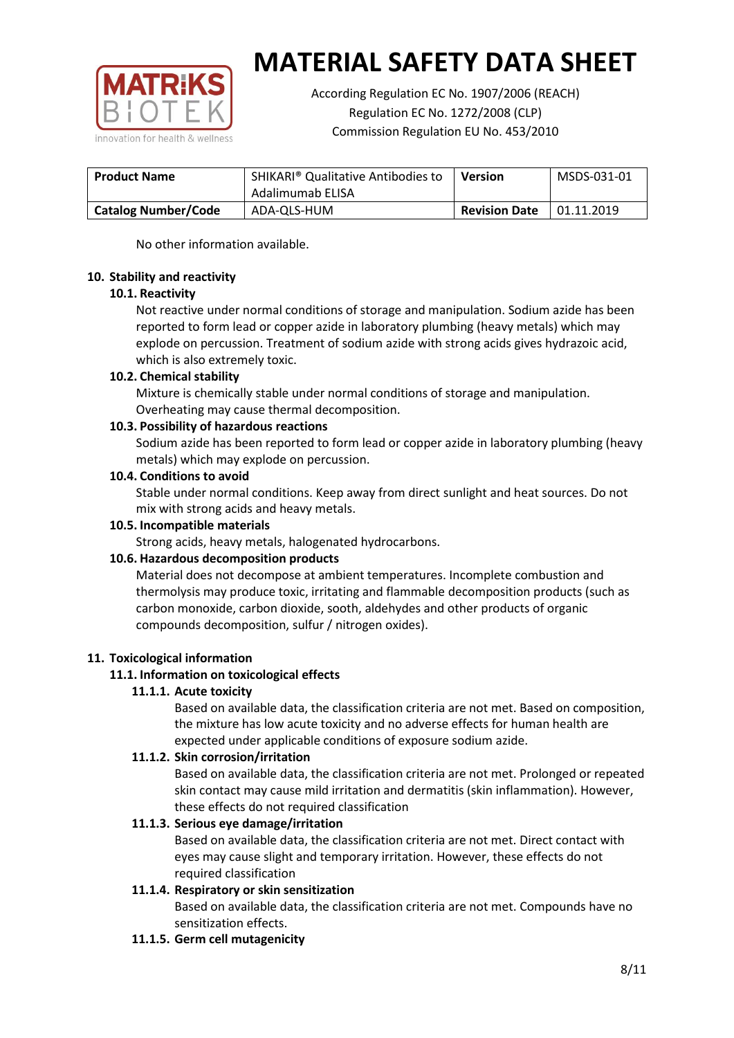No other information available.

## 10. Stability and reactivity

### 10.1. Reactivity

Not reactive under normal conditions of storage and manipulation. Sodium azide has been reported to form lead or copper azide in laboratory plumbing (heavy metals) which may explode on percussion. Treatment of sodium azide with strong acids gives hydrazoic acid, which is also extremely toxic.

### 10.2. Chemical stability

Mixture is chemically stable under normal conditions of storage and manipulation. Overheating may cause thermal decomposition.

### 10.3. Possibility of hazardous reactions

Sodium azide has been reported to form lead or copper azide in laboratory plumbing (heavy metals) which may explode on percussion.

### 10.4. Conditions to avoid

Stable under normal conditions. Keep away from direct sunlight and heat sources. Do not mix with strong acids and heavy metals.

### 10.5. Incompatible materials

Strong acids, heavy metals, halogenated hydrocarbons.

### 10.6. Hazardous decomposition products

Material does not decompose at ambient temperatures. Incomplete combustion and thermolysis may produce toxic, irritating and flammable decomposition products (such as carbon monoxide, carbon dioxide, sooth, aldehydes and other products of organic compounds decomposition, sulfur / nitrogen oxides).

## 11. Toxicological information

### 11.1. Information on toxicological effects

#### 11.1.1. Acute toxicity

Based on available data, the classification criteria are not met. Based on composition, the mixture has low acute toxicity and no adverse effects for human health are expected under applicable conditions of exposure sodium azide.

#### 11.1.2. Skin corrosion/irritation

Based on available data, the classification criteria are not met. Prolonged or repeated skin contact may cause mild irritation and dermatitis (skin inflammation). However, these effects do not required classification

#### 11.1.3. Serious eye damage/irritation

Based on available data, the classification criteria are not met. Direct contact with eyes may cause slight and temporary irritation. However, these effects do not required classification

#### 11.1.4. Respiratory or skin sensitization

Based on available data, the classification criteria are not met. Compounds have no sensitization effects.

#### 11.1.5. Germ cell mutagenicity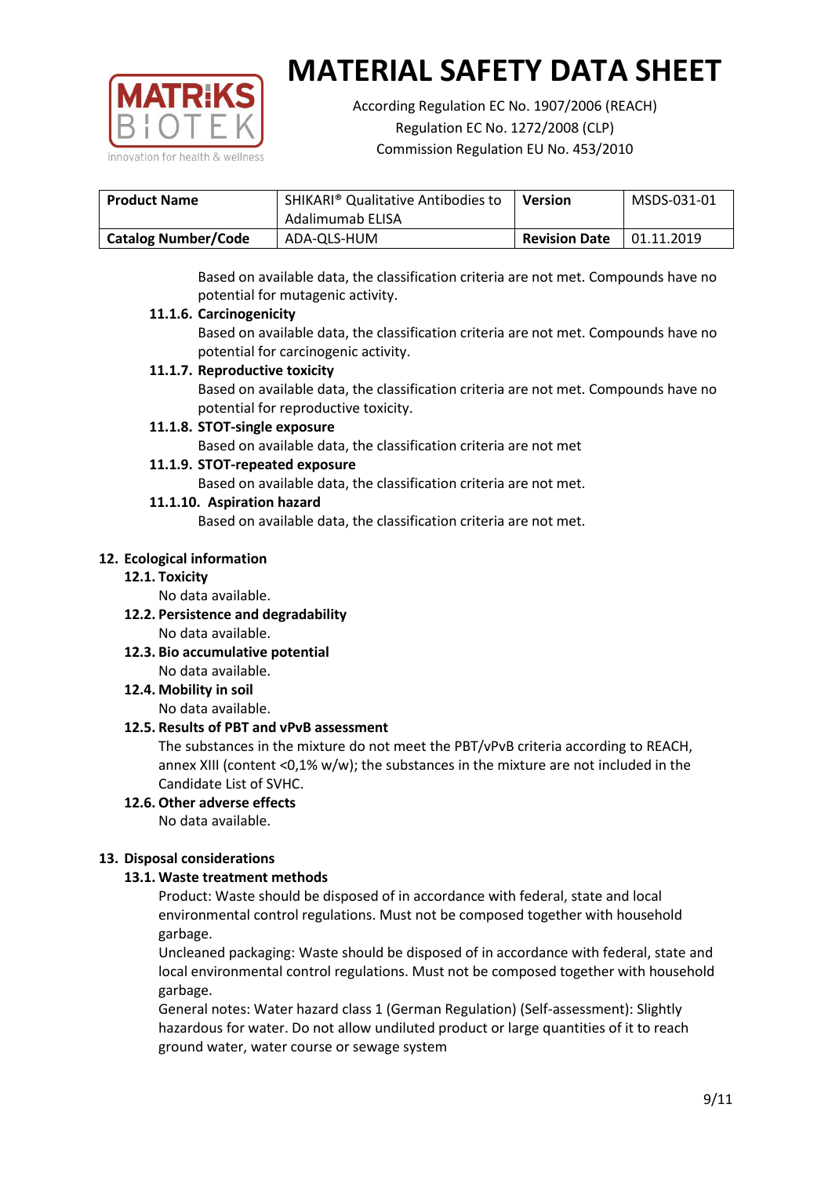| **Product Name** | SHIKARI® Qualitative Antibodies to Adalimumab ELISA | **Version** | MSDS-031-01 |
|---|---|---|---|
| **Catalog Number/Code** | ADA-QLS-HUM | **Revision Date** | 01.11.2019 |

Based on available data, the classification criteria are not met. Compounds have no potential for mutagenic activity.

#### 11.1.6. Carcinogenicity

Based on available data, the classification criteria are not met. Compounds have no potential for carcinogenic activity.

#### 11.1.7. Reproductive toxicity

Based on available data, the classification criteria are not met. Compounds have no potential for reproductive toxicity.

#### 11.1.8. STOT-single exposure

Based on available data, the classification criteria are not met

#### 11.1.9. STOT-repeated exposure

Based on available data, the classification criteria are not met.

#### 11.1.10. Aspiration hazard

Based on available data, the classification criteria are not met.

## 12. Ecological information

### 12.1. Toxicity

No data available.

### 12.2. Persistence and degradability

No data available.

### 12.3. Bio accumulative potential

No data available.

### 12.4. Mobility in soil

No data available.

### 12.5. Results of PBT and vPvB assessment

The substances in the mixture do not meet the PBT/vPvB criteria according to REACH, annex XIII (content <0,1% w/w); the substances in the mixture are not included in the Candidate List of SVHC.

### 12.6. Other adverse effects

No data available.

## 13. Disposal considerations

### 13.1. Waste treatment methods

Product: Waste should be disposed of in accordance with federal, state and local environmental control regulations. Must not be composed together with household garbage.

Uncleaned packaging: Waste should be disposed of in accordance with federal, state and local environmental control regulations. Must not be composed together with household garbage.

General notes: Water hazard class 1 (German Regulation) (Self-assessment): Slightly hazardous for water. Do not allow undiluted product or large quantities of it to reach ground water, water course or sewage system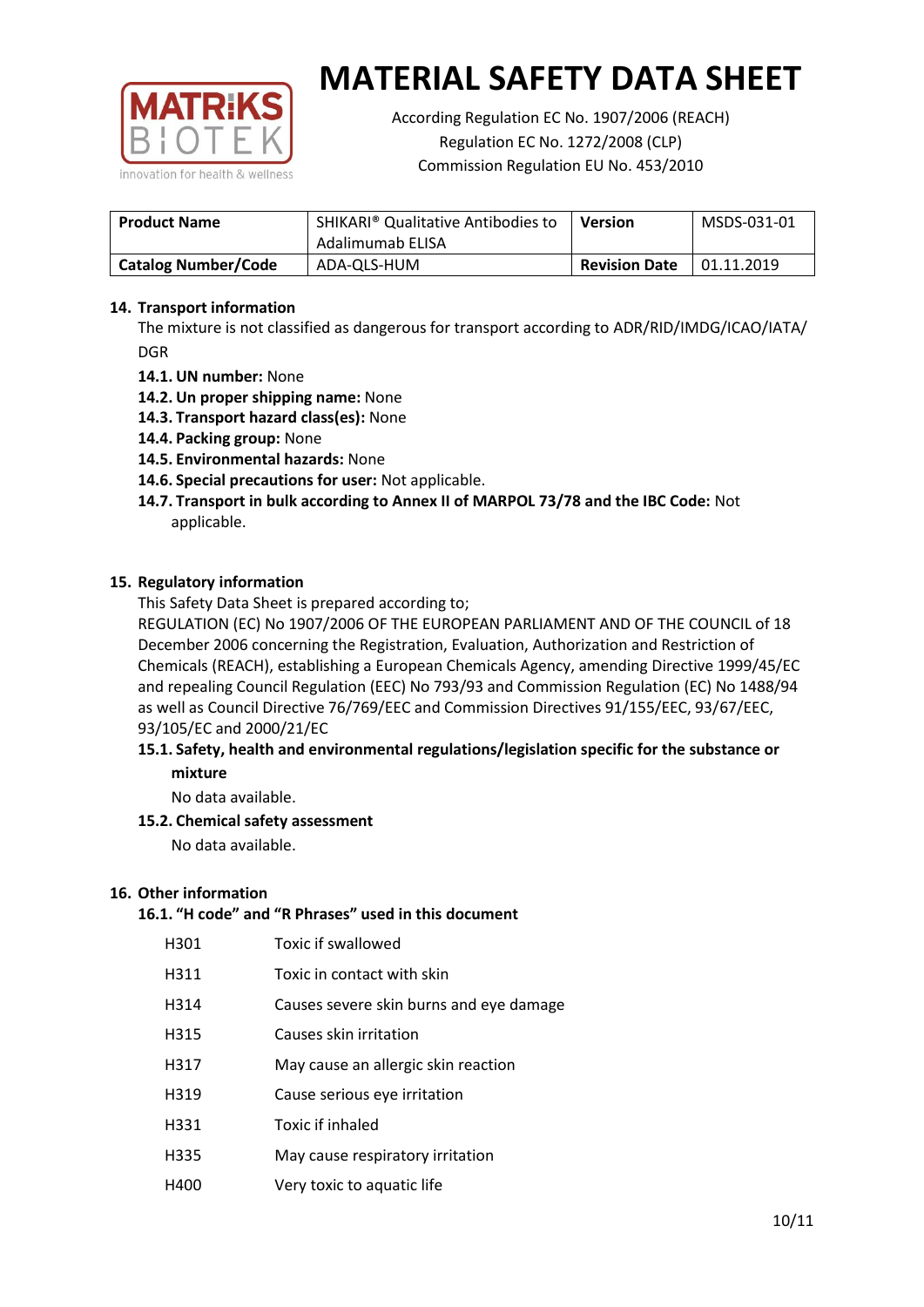# MATERIAL SAFETY DATA SHEET

According Regulation EC No. 1907/2006 (REACH)
Regulation EC No. 1272/2008 (CLP)
Commission Regulation EU No. 453/2010

| **Product Name** | SHIKARI® Qualitative Antibodies to Adalimumab ELISA | **Version** | MSDS-031-01 |
|---|---|---|---|
| **Catalog Number/Code** | ADA-QLS-HUM | **Revision Date** | 01.11.2019 |

## 14. Transport information

The mixture is not classified as dangerous for transport according to ADR/RID/IMDG/ICAO/IATA/DGR

- **14.1. UN number:** None
- **14.2. Un proper shipping name:** None
- **14.3. Transport hazard class(es):** None
- **14.4. Packing group:** None
- **14.5. Environmental hazards:** None
- **14.6. Special precautions for user:** Not applicable.
- **14.7. Transport in bulk according to Annex II of MARPOL 73/78 and the IBC Code:** Not applicable.

## 15. Regulatory information

This Safety Data Sheet is prepared according to;
REGULATION (EC) No 1907/2006 OF THE EUROPEAN PARLIAMENT AND OF THE COUNCIL of 18 December 2006 concerning the Registration, Evaluation, Authorization and Restriction of Chemicals (REACH), establishing a European Chemicals Agency, amending Directive 1999/45/EC and repealing Council Regulation (EEC) No 793/93 and Commission Regulation (EC) No 1488/94 as well as Council Directive 76/769/EEC and Commission Directives 91/155/EEC, 93/67/EEC, 93/105/EC and 2000/21/EC

### 15.1. Safety, health and environmental regulations/legislation specific for the substance or mixture

No data available.

### 15.2. Chemical safety assessment

No data available.

## 16. Other information

### 16.1. "H code" and "R Phrases" used in this document

| | |
|---|---|
| H301 | Toxic if swallowed |
| H311 | Toxic in contact with skin |
| H314 | Causes severe skin burns and eye damage |
| H315 | Causes skin irritation |
| H317 | May cause an allergic skin reaction |
| H319 | Cause serious eye irritation |
| H331 | Toxic if inhaled |
| H335 | May cause respiratory irritation |
| H400 | Very toxic to aquatic life |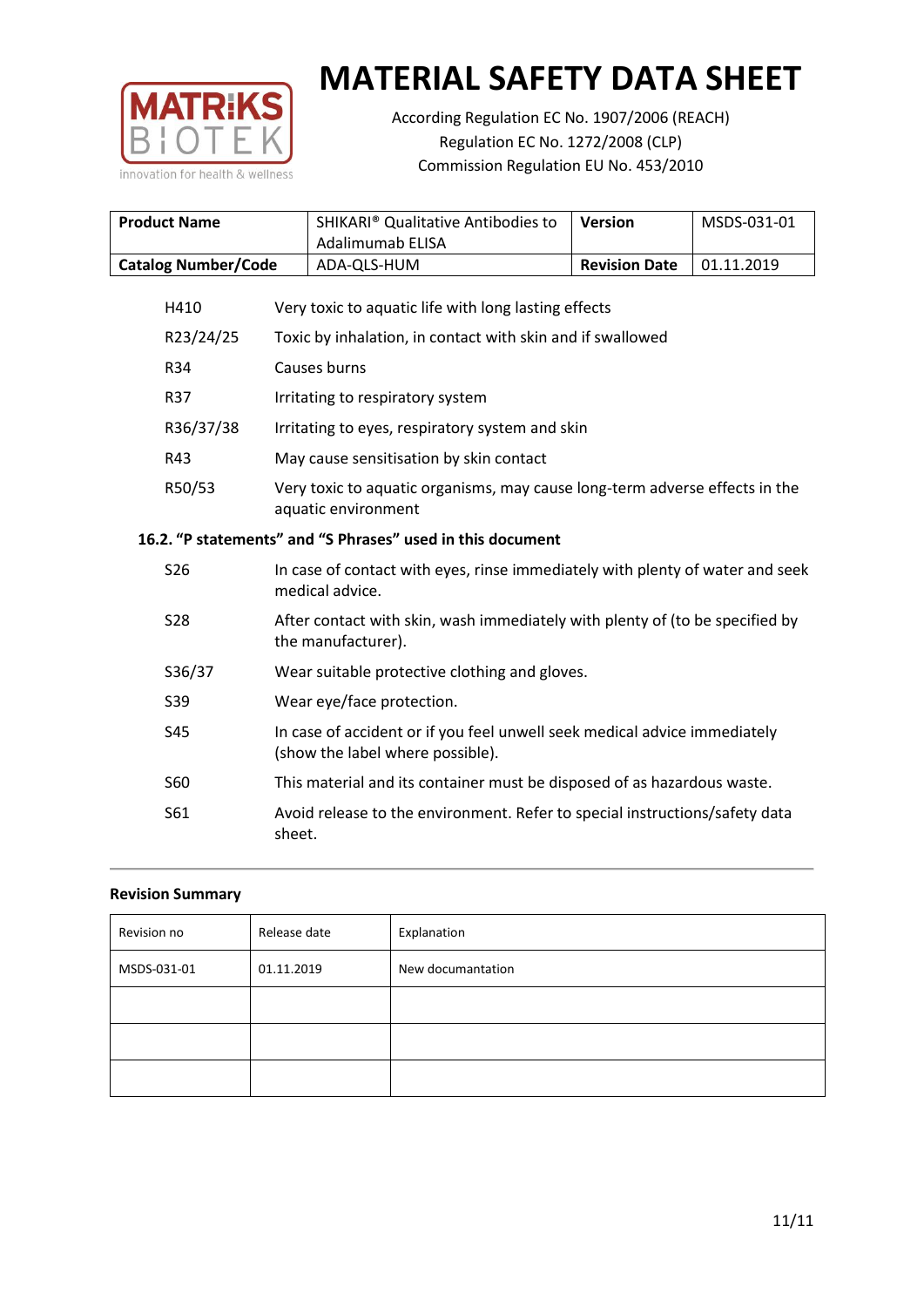# MATERIAL SAFETY DATA SHEET

According Regulation EC No. 1907/2006 (REACH)
Regulation EC No. 1272/2008 (CLP)
Commission Regulation EU No. 453/2010

| **Product Name** | SHIKARI® Qualitative Antibodies to Adalimumab ELISA | **Version** | MSDS-031-01 |
|---|---|---|---|
| **Catalog Number/Code** | ADA-QLS-HUM | **Revision Date** | 01.11.2019 |

| | |
|---|---|
| H410 | Very toxic to aquatic life with long lasting effects |
| R23/24/25 | Toxic by inhalation, in contact with skin and if swallowed |
| R34 | Causes burns |
| R37 | Irritating to respiratory system |
| R36/37/38 | Irritating to eyes, respiratory system and skin |
| R43 | May cause sensitisation by skin contact |
| R50/53 | Very toxic to aquatic organisms, may cause long-term adverse effects in the aquatic environment |

### 16.2. "P statements" and "S Phrases" used in this document

| | |
|---|---|
| S26 | In case of contact with eyes, rinse immediately with plenty of water and seek medical advice. |
| S28 | After contact with skin, wash immediately with plenty of (to be specified by the manufacturer). |
| S36/37 | Wear suitable protective clothing and gloves. |
| S39 | Wear eye/face protection. |
| S45 | In case of accident or if you feel unwell seek medical advice immediately (show the label where possible). |
| S60 | This material and its container must be disposed of as hazardous waste. |
| S61 | Avoid release to the environment. Refer to special instructions/safety data sheet. |

**Revision Summary**

| Revision no | Release date | Explanation |
|---|---|---|
| MSDS-031-01 | 01.11.2019 | New documantation |
| | | |
| | | |
| | | |